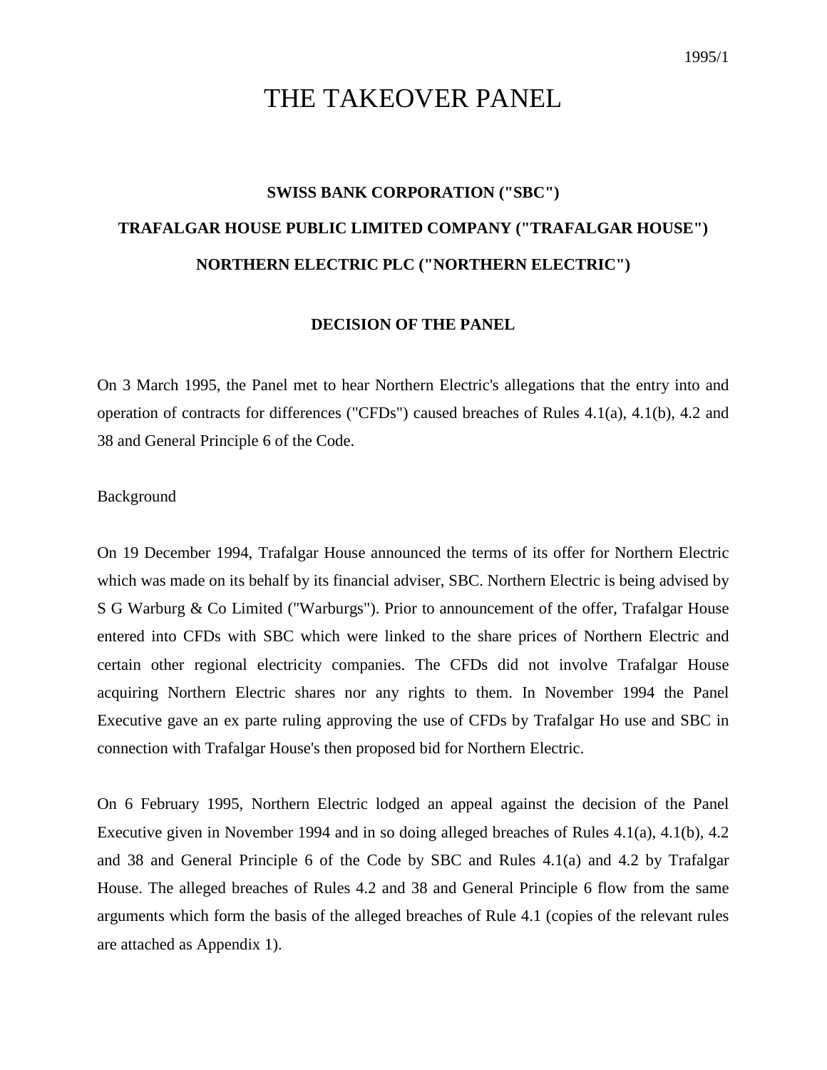1995/1

# THE TAKEOVER PANEL

**SWISS BANK CORPORATION ("SBC")**

**TRAFALGAR HOUSE PUBLIC LIMITED COMPANY ("TRAFALGAR HOUSE")**

**NORTHERN ELECTRIC PLC ("NORTHERN ELECTRIC")**

**DECISION OF THE PANEL**

On 3 March 1995, the Panel met to hear Northern Electric's allegations that the entry into and operation of contracts for differences ("CFDs") caused breaches of Rules 4.1(a), 4.1(b), 4.2 and 38 and General Principle 6 of the Code.

Background

On 19 December 1994, Trafalgar House announced the terms of its offer for Northern Electric which was made on its behalf by its financial adviser, SBC. Northern Electric is being advised by S G Warburg & Co Limited ("Warburgs"). Prior to announcement of the offer, Trafalgar House entered into CFDs with SBC which were linked to the share prices of Northern Electric and certain other regional electricity companies. The CFDs did not involve Trafalgar House acquiring Northern Electric shares nor any rights to them. In November 1994 the Panel Executive gave an ex parte ruling approving the use of CFDs by Trafalgar Ho use and SBC in connection with Trafalgar House's then proposed bid for Northern Electric.

On 6 February 1995, Northern Electric lodged an appeal against the decision of the Panel Executive given in November 1994 and in so doing alleged breaches of Rules 4.1(a), 4.1(b), 4.2 and 38 and General Principle 6 of the Code by SBC and Rules 4.1(a) and 4.2 by Trafalgar House. The alleged breaches of Rules 4.2 and 38 and General Principle 6 flow from the same arguments which form the basis of the alleged breaches of Rule 4.1 (copies of the relevant rules are attached as Appendix 1).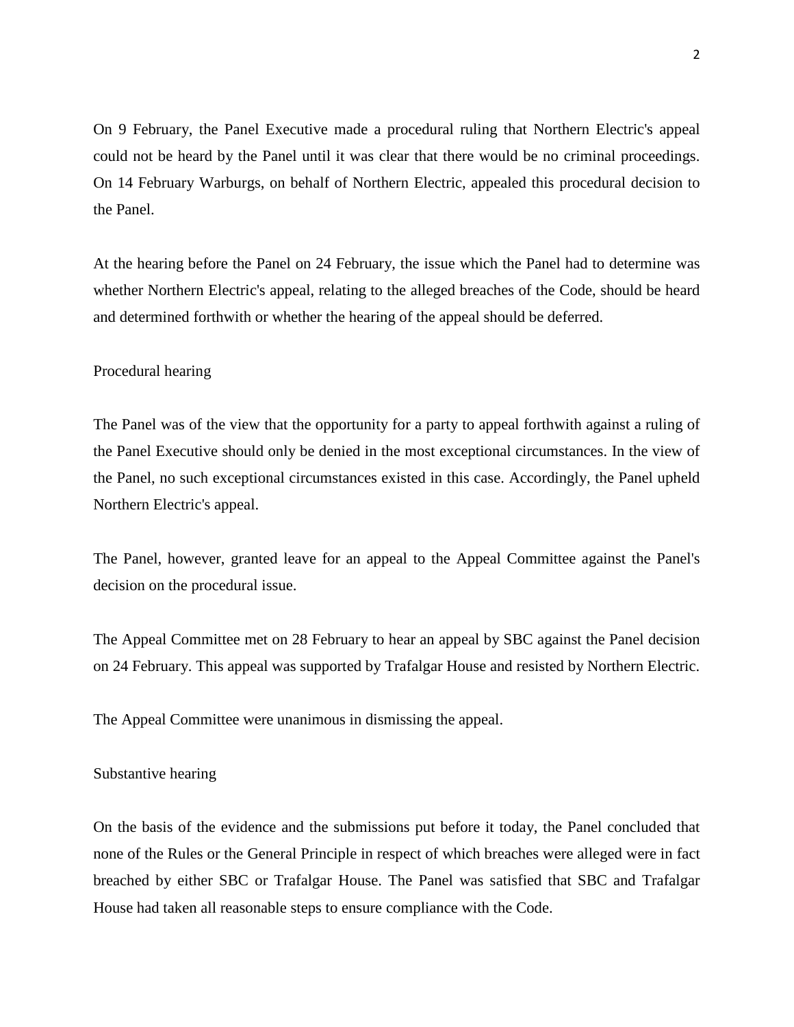On 9 February, the Panel Executive made a procedural ruling that Northern Electric's appeal could not be heard by the Panel until it was clear that there would be no criminal proceedings. On 14 February Warburgs, on behalf of Northern Electric, appealed this procedural decision to the Panel.

At the hearing before the Panel on 24 February, the issue which the Panel had to determine was whether Northern Electric's appeal, relating to the alleged breaches of the Code, should be heard and determined forthwith or whether the hearing of the appeal should be deferred.

Procedural hearing

The Panel was of the view that the opportunity for a party to appeal forthwith against a ruling of the Panel Executive should only be denied in the most exceptional circumstances. In the view of the Panel, no such exceptional circumstances existed in this case. Accordingly, the Panel upheld Northern Electric's appeal.

The Panel, however, granted leave for an appeal to the Appeal Committee against the Panel's decision on the procedural issue.

The Appeal Committee met on 28 February to hear an appeal by SBC against the Panel decision on 24 February. This appeal was supported by Trafalgar House and resisted by Northern Electric.

The Appeal Committee were unanimous in dismissing the appeal.

Substantive hearing

On the basis of the evidence and the submissions put before it today, the Panel concluded that none of the Rules or the General Principle in respect of which breaches were alleged were in fact breached by either SBC or Trafalgar House. The Panel was satisfied that SBC and Trafalgar House had taken all reasonable steps to ensure compliance with the Code.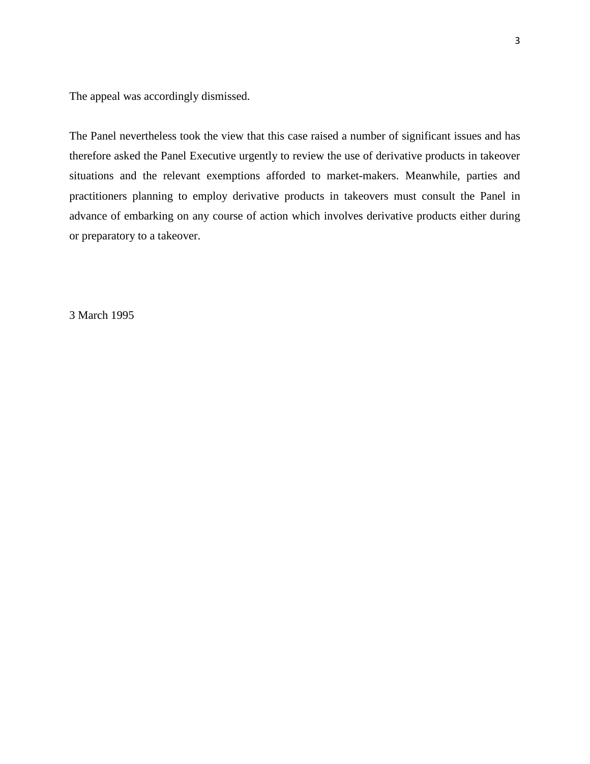The appeal was accordingly dismissed.

The Panel nevertheless took the view that this case raised a number of significant issues and has therefore asked the Panel Executive urgently to review the use of derivative products in takeover situations and the relevant exemptions afforded to market-makers. Meanwhile, parties and practitioners planning to employ derivative products in takeovers must consult the Panel in advance of embarking on any course of action which involves derivative products either during or preparatory to a takeover.

3 March 1995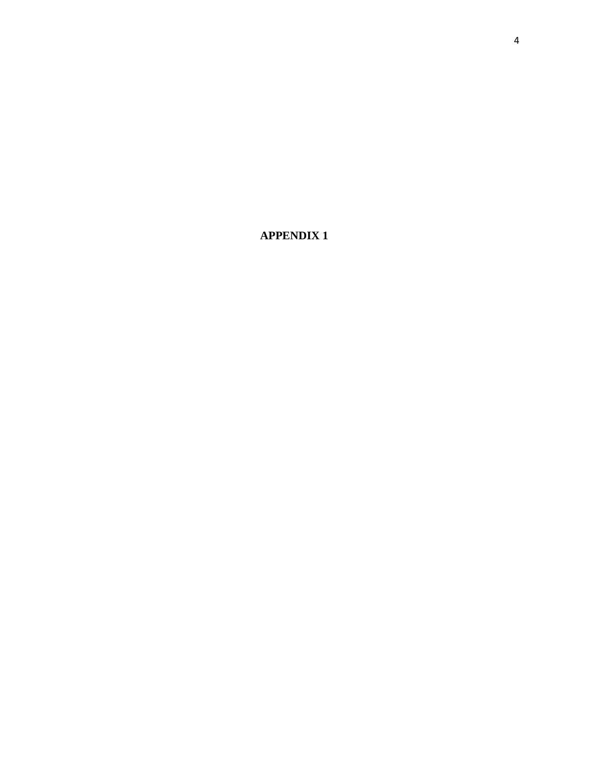# APPENDIX 1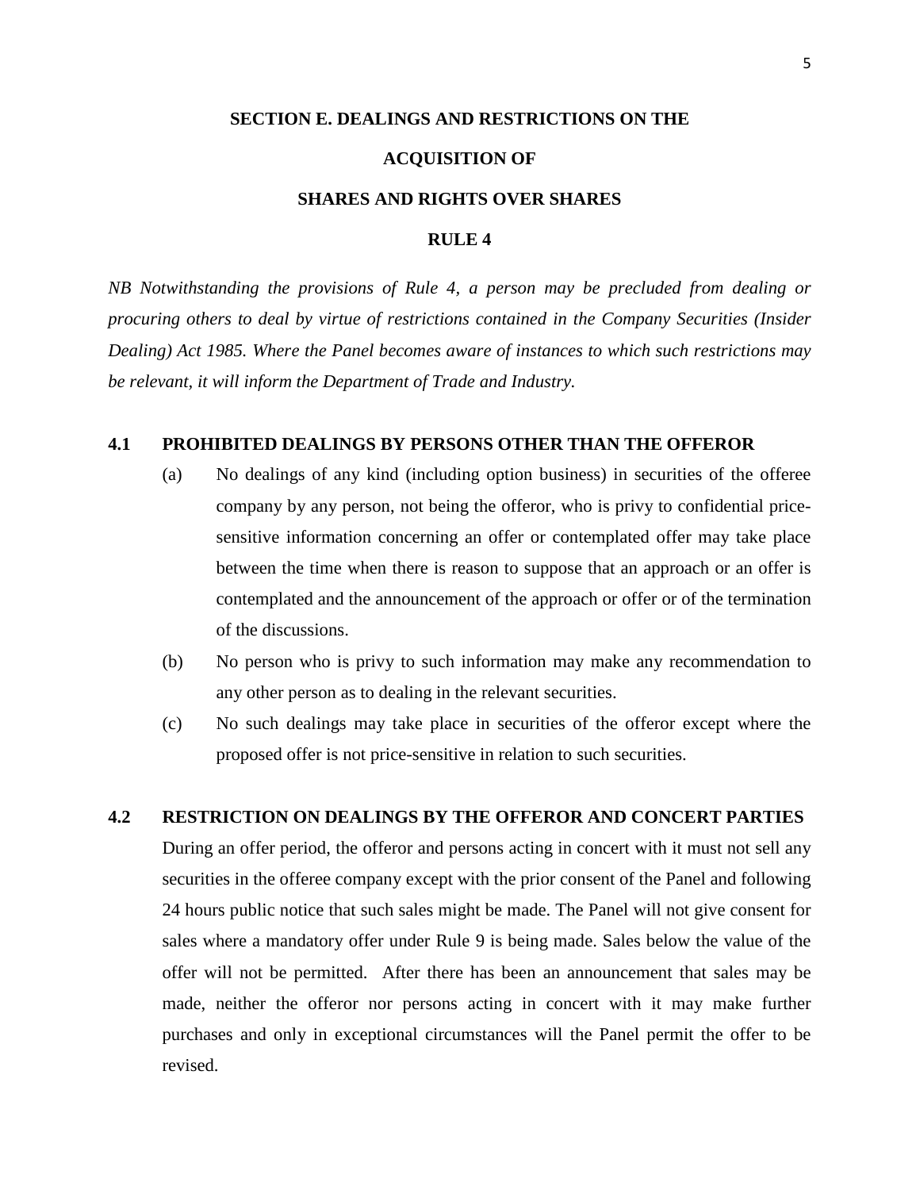# SECTION E. DEALINGS AND RESTRICTIONS ON THE ACQUISITION OF SHARES AND RIGHTS OVER SHARES

## RULE 4

*NB Notwithstanding the provisions of Rule 4, a person may be precluded from dealing or procuring others to deal by virtue of restrictions contained in the Company Securities (Insider Dealing) Act 1985. Where the Panel becomes aware of instances to which such restrictions may be relevant, it will inform the Department of Trade and Industry.*

### 4.1 PROHIBITED DEALINGS BY PERSONS OTHER THAN THE OFFEROR

(a) No dealings of any kind (including option business) in securities of the offeree company by any person, not being the offeror, who is privy to confidential price-sensitive information concerning an offer or contemplated offer may take place between the time when there is reason to suppose that an approach or an offer is contemplated and the announcement of the approach or offer or of the termination of the discussions.

(b) No person who is privy to such information may make any recommendation to any other person as to dealing in the relevant securities.

(c) No such dealings may take place in securities of the offeror except where the proposed offer is not price-sensitive in relation to such securities.

### 4.2 RESTRICTION ON DEALINGS BY THE OFFEROR AND CONCERT PARTIES

During an offer period, the offeror and persons acting in concert with it must not sell any securities in the offeree company except with the prior consent of the Panel and following 24 hours public notice that such sales might be made. The Panel will not give consent for sales where a mandatory offer under Rule 9 is being made. Sales below the value of the offer will not be permitted. After there has been an announcement that sales may be made, neither the offeror nor persons acting in concert with it may make further purchases and only in exceptional circumstances will the Panel permit the offer to be revised.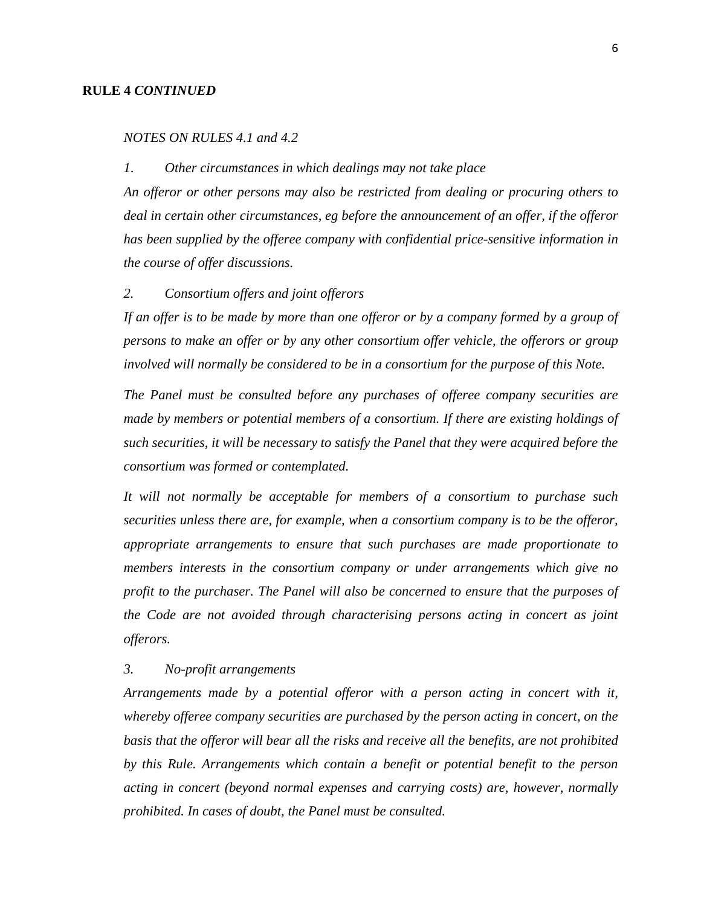**RULE 4** ***CONTINUED***

*NOTES ON RULES 4.1 and 4.2*

*1. Other circumstances in which dealings may not take place*

*An offeror or other persons may also be restricted from dealing or procuring others to deal in certain other circumstances, eg before the announcement of an offer, if the offeror has been supplied by the offeree company with confidential price-sensitive information in the course of offer discussions.*

*2. Consortium offers and joint offerors*

*If an offer is to be made by more than one offeror or by a company formed by a group of persons to make an offer or by any other consortium offer vehicle, the offerors or group involved will normally be considered to be in a consortium for the purpose of this Note.*

*The Panel must be consulted before any purchases of offeree company securities are made by members or potential members of a consortium. If there are existing holdings of such securities, it will be necessary to satisfy the Panel that they were acquired before the consortium was formed or contemplated.*

*It will not normally be acceptable for members of a consortium to purchase such securities unless there are, for example, when a consortium company is to be the offeror, appropriate arrangements to ensure that such purchases are made proportionate to members interests in the consortium company or under arrangements which give no profit to the purchaser. The Panel will also be concerned to ensure that the purposes of the Code are not avoided through characterising persons acting in concert as joint offerors.*

*3. No-profit arrangements*

*Arrangements made by a potential offeror with a person acting in concert with it, whereby offeree company securities are purchased by the person acting in concert, on the basis that the offeror will bear all the risks and receive all the benefits, are not prohibited by this Rule. Arrangements which contain a benefit or potential benefit to the person acting in concert (beyond normal expenses and carrying costs) are, however, normally prohibited. In cases of doubt, the Panel must be consulted.*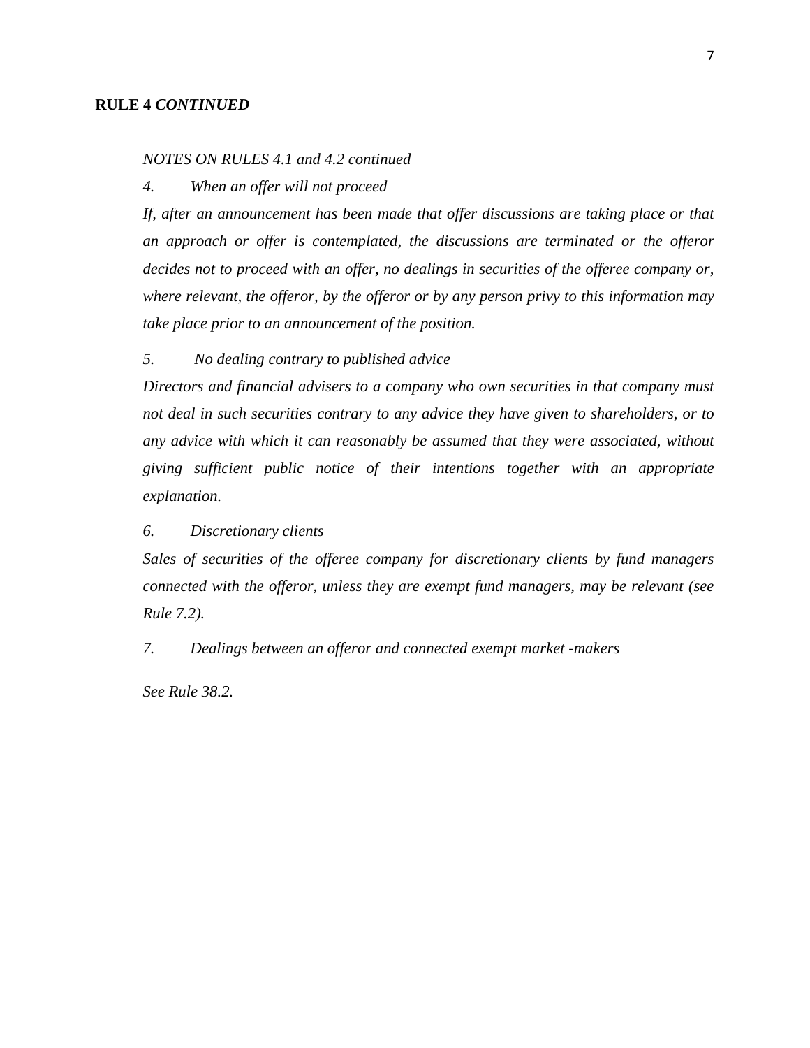**RULE 4** ***CONTINUED***

*NOTES ON RULES 4.1 and 4.2 continued*

*4. When an offer will not proceed*

*If, after an announcement has been made that offer discussions are taking place or that an approach or offer is contemplated, the discussions are terminated or the offeror decides not to proceed with an offer, no dealings in securities of the offeree company or, where relevant, the offeror, by the offeror or by any person privy to this information may take place prior to an announcement of the position.*

*5. No dealing contrary to published advice*

*Directors and financial advisers to a company who own securities in that company must not deal in such securities contrary to any advice they have given to shareholders, or to any advice with which it can reasonably be assumed that they were associated, without giving sufficient public notice of their intentions together with an appropriate explanation.*

*6. Discretionary clients*

*Sales of securities of the offeree company for discretionary clients by fund managers connected with the offeror, unless they are exempt fund managers, may be relevant (see Rule 7.2).*

*7. Dealings between an offeror and connected exempt market -makers*

*See Rule 38.2.*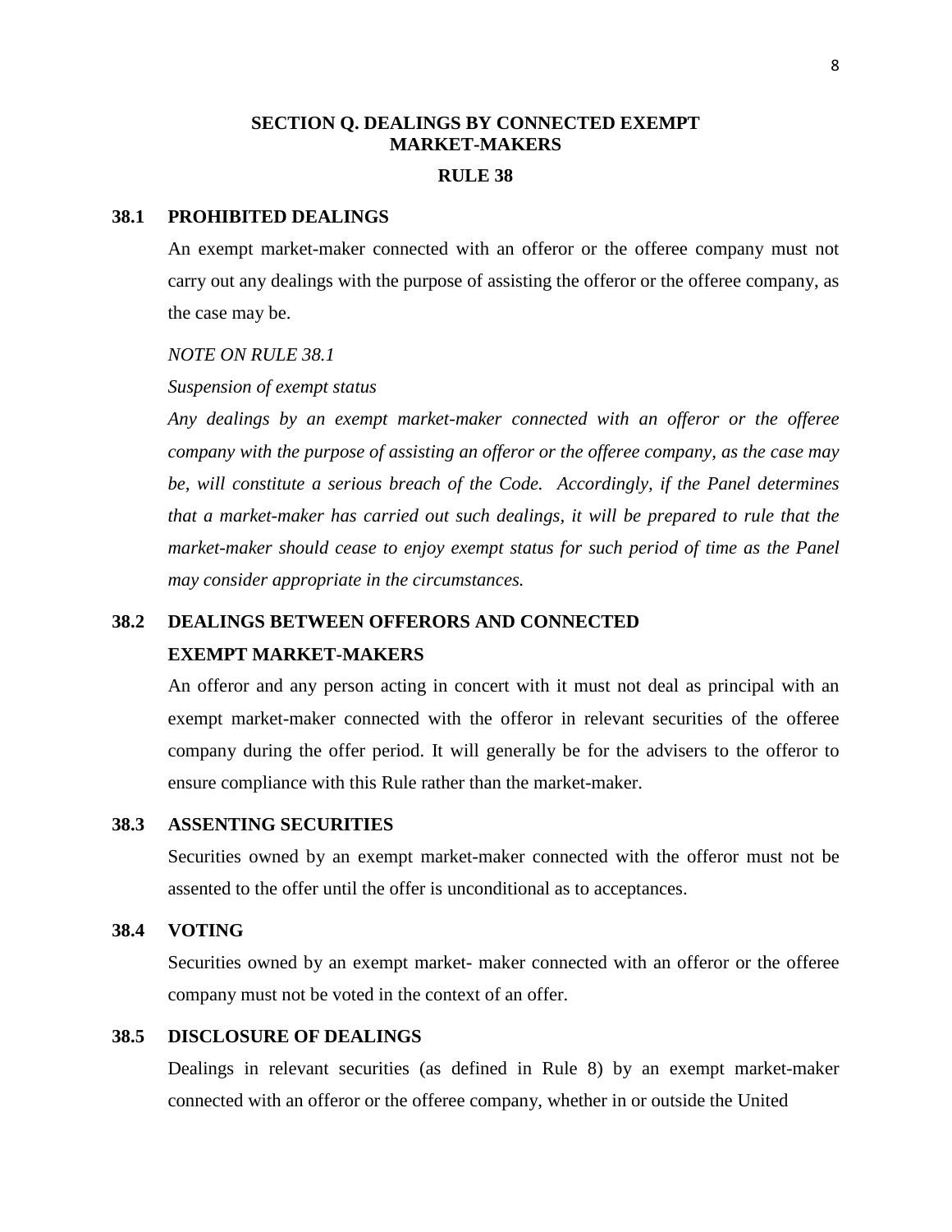## SECTION Q. DEALINGS BY CONNECTED EXEMPT MARKET-MAKERS

## RULE 38

### 38.1 PROHIBITED DEALINGS

An exempt market-maker connected with an offeror or the offeree company must not carry out any dealings with the purpose of assisting the offeror or the offeree company, as the case may be.

*NOTE ON RULE 38.1*

*Suspension of exempt status*

*Any dealings by an exempt market-maker connected with an offeror or the offeree company with the purpose of assisting an offeror or the offeree company, as the case may be, will constitute a serious breach of the Code. Accordingly, if the Panel determines that a market-maker has carried out such dealings, it will be prepared to rule that the market-maker should cease to enjoy exempt status for such period of time as the Panel may consider appropriate in the circumstances.*

### 38.2 DEALINGS BETWEEN OFFERORS AND CONNECTED EXEMPT MARKET-MAKERS

An offeror and any person acting in concert with it must not deal as principal with an exempt market-maker connected with the offeror in relevant securities of the offeree company during the offer period. It will generally be for the advisers to the offeror to ensure compliance with this Rule rather than the market-maker.

### 38.3 ASSENTING SECURITIES

Securities owned by an exempt market-maker connected with the offeror must not be assented to the offer until the offer is unconditional as to acceptances.

### 38.4 VOTING

Securities owned by an exempt market- maker connected with an offeror or the offeree company must not be voted in the context of an offer.

### 38.5 DISCLOSURE OF DEALINGS

Dealings in relevant securities (as defined in Rule 8) by an exempt market-maker connected with an offeror or the offeree company, whether in or outside the United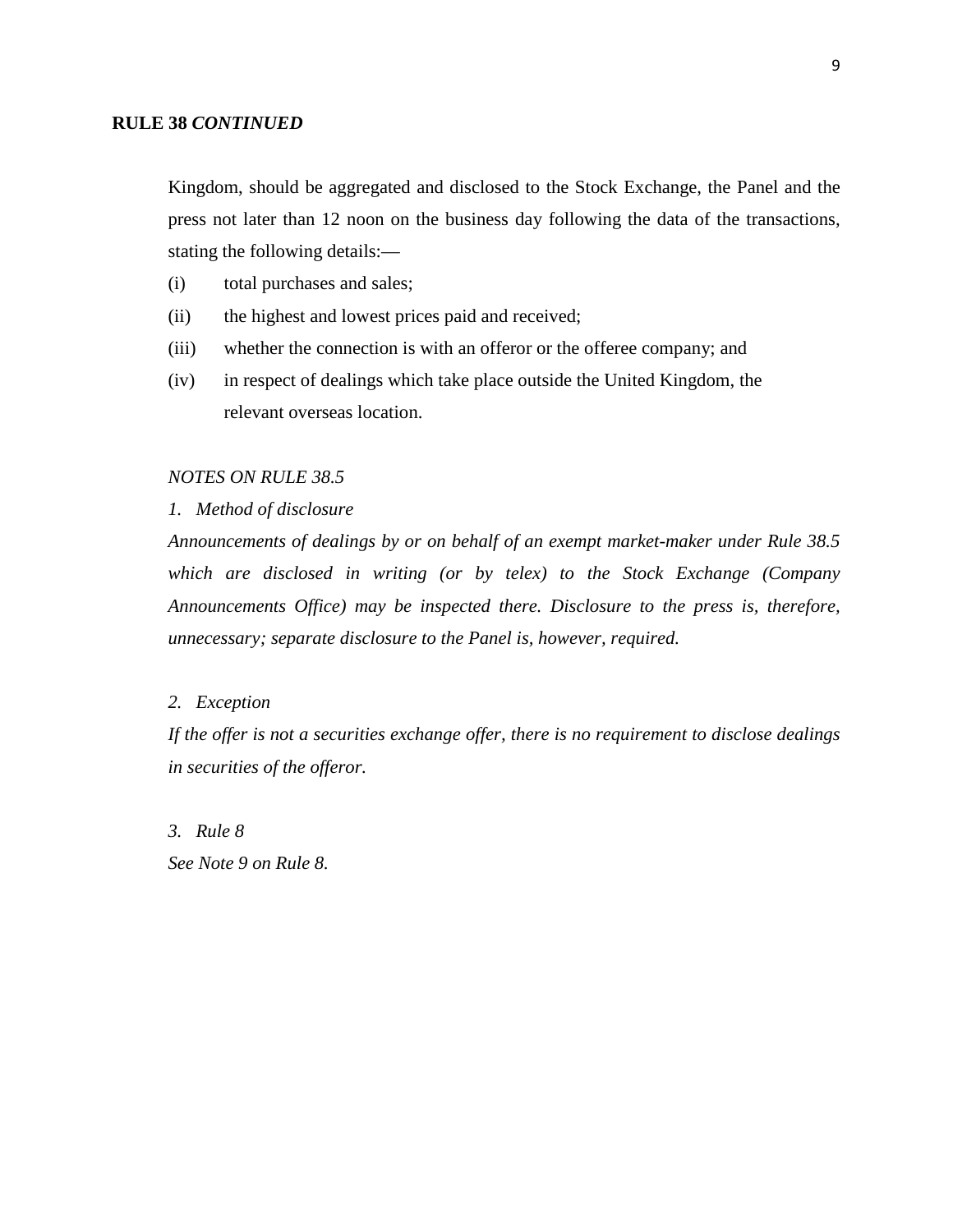**RULE 38** ***CONTINUED***

Kingdom, should be aggregated and disclosed to the Stock Exchange, the Panel and the press not later than 12 noon on the business day following the data of the transactions, stating the following details:—

(i) total purchases and sales;

(ii) the highest and lowest prices paid and received;

(iii) whether the connection is with an offeror or the offeree company; and

(iv) in respect of dealings which take place outside the United Kingdom, the relevant overseas location.

*NOTES ON RULE 38.5*

*1. Method of disclosure*

*Announcements of dealings by or on behalf of an exempt market-maker under Rule 38.5 which are disclosed in writing (or by telex) to the Stock Exchange (Company Announcements Office) may be inspected there. Disclosure to the press is, therefore, unnecessary; separate disclosure to the Panel is, however, required.*

*2. Exception*

*If the offer is not a securities exchange offer, there is no requirement to disclose dealings in securities of the offeror.*

*3. Rule 8*

*See Note 9 on Rule 8.*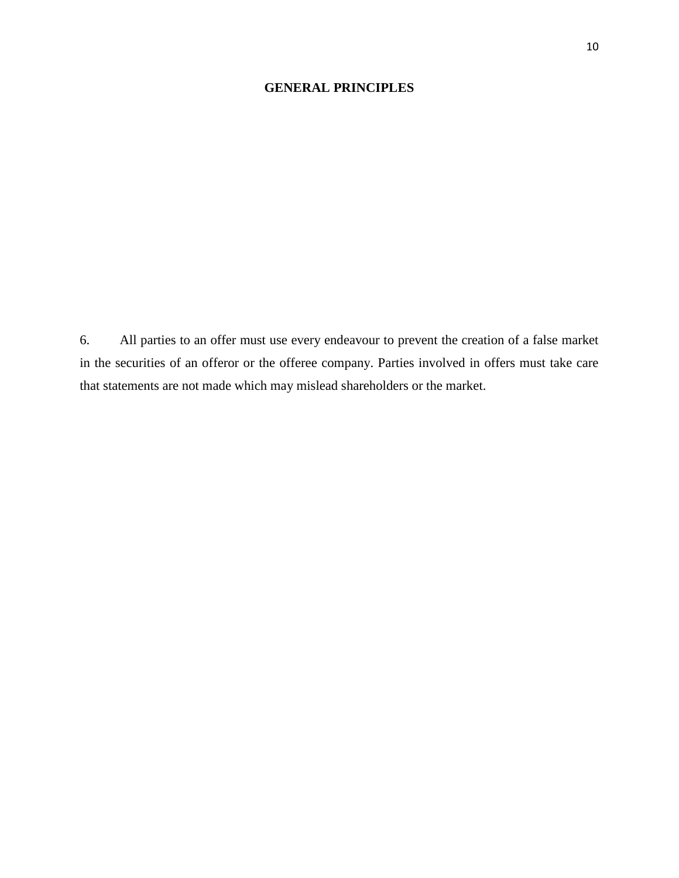## GENERAL PRINCIPLES

6. All parties to an offer must use every endeavour to prevent the creation of a false market in the securities of an offeror or the offeree company. Parties involved in offers must take care that statements are not made which may mislead shareholders or the market.